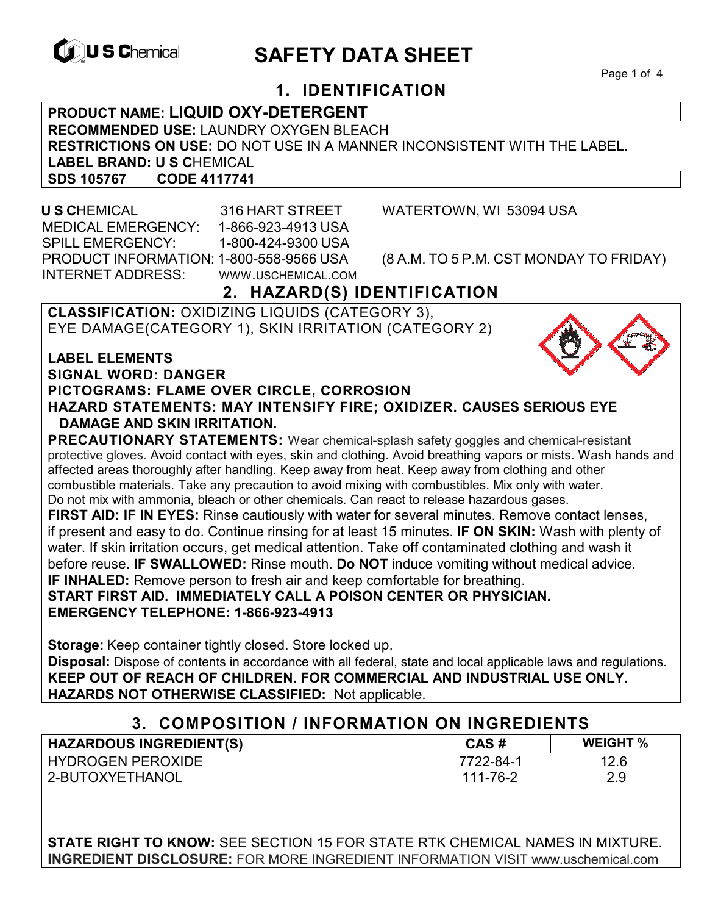# SAFETY DATA SHEET

## 1. IDENTIFICATION

**PRODUCT NAME: LIQUID OXY-DETERGENT**
**RECOMMENDED USE:** LAUNDRY OXYGEN BLEACH
**RESTRICTIONS ON USE:** DO NOT USE IN A MANNER INCONSISTENT WITH THE LABEL.
**LABEL BRAND: U S C**HEMICAL
**SDS 105767 CODE 4117741**

**U S C**HEMICAL 316 HART STREET WATERTOWN, WI 53094 USA
MEDICAL EMERGENCY: 1-866-923-4913 USA
SPILL EMERGENCY: 1-800-424-9300 USA
PRODUCT INFORMATION: 1-800-558-9566 USA (8 A.M. TO 5 P.M. CST MONDAY TO FRIDAY)
INTERNET ADDRESS: WWW.USCHEMICAL.COM

## 2. HAZARD(S) IDENTIFICATION

**CLASSIFICATION:** OXIDIZING LIQUIDS (CATEGORY 3), EYE DAMAGE(CATEGORY 1), SKIN IRRITATION (CATEGORY 2)

**LABEL ELEMENTS**
**SIGNAL WORD: DANGER**
**PICTOGRAMS: FLAME OVER CIRCLE, CORROSION**
**HAZARD STATEMENTS: MAY INTENSIFY FIRE; OXIDIZER. CAUSES SERIOUS EYE DAMAGE AND SKIN IRRITATION.**

**PRECAUTIONARY STATEMENTS:** Wear chemical-splash safety goggles and chemical-resistant protective gloves. Avoid contact with eyes, skin and clothing. Avoid breathing vapors or mists. Wash hands and affected areas thoroughly after handling. Keep away from heat. Keep away from clothing and other combustible materials. Take any precaution to avoid mixing with combustibles. Mix only with water. Do not mix with ammonia, bleach or other chemicals. Can react to release hazardous gases.

**FIRST AID: IF IN EYES:** Rinse cautiously with water for several minutes. Remove contact lenses, if present and easy to do. Continue rinsing for at least 15 minutes. **IF ON SKIN:** Wash with plenty of water. If skin irritation occurs, get medical attention. Take off contaminated clothing and wash it before reuse. **IF SWALLOWED:** Rinse mouth. **Do NOT** induce vomiting without medical advice. **IF INHALED:** Remove person to fresh air and keep comfortable for breathing.
**START FIRST AID. IMMEDIATELY CALL A POISON CENTER OR PHYSICIAN.**
**EMERGENCY TELEPHONE: 1-866-923-4913**

**Storage:** Keep container tightly closed. Store locked up.
**Disposal:** Dispose of contents in accordance with all federal, state and local applicable laws and regulations.
**KEEP OUT OF REACH OF CHILDREN. FOR COMMERCIAL AND INDUSTRIAL USE ONLY.**
**HAZARDS NOT OTHERWISE CLASSIFIED:** Not applicable.

## 3. COMPOSITION / INFORMATION ON INGREDIENTS

| HAZARDOUS INGREDIENT(S) | CAS # | WEIGHT % |
|---|---|---|
| HYDROGEN PEROXIDE | 7722-84-1 | 12.6 |
| 2-BUTOXYETHANOL | 111-76-2 | 2.9 |

**STATE RIGHT TO KNOW:** SEE SECTION 15 FOR STATE RTK CHEMICAL NAMES IN MIXTURE.
**INGREDIENT DISCLOSURE:** FOR MORE INGREDIENT INFORMATION VISIT www.uschemical.com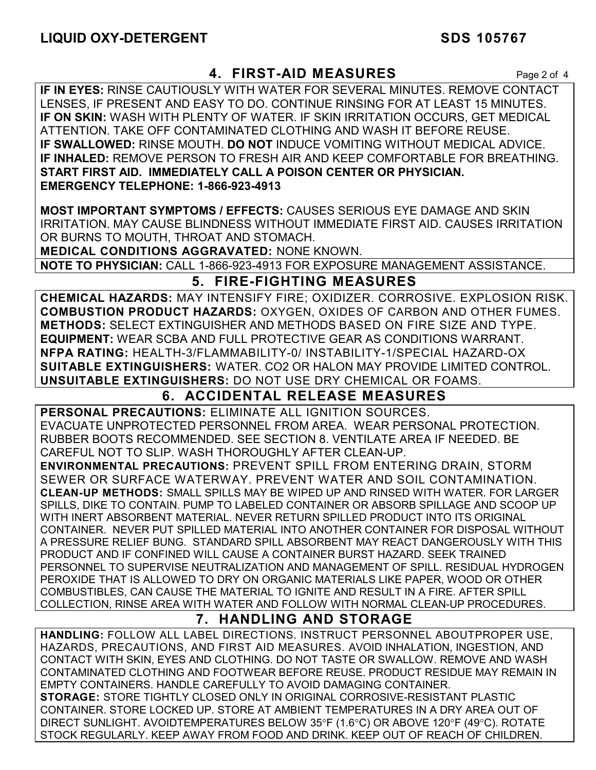## 4. FIRST-AID MEASURES

**IF IN EYES:** RINSE CAUTIOUSLY WITH WATER FOR SEVERAL MINUTES. REMOVE CONTACT LENSES, IF PRESENT AND EASY TO DO. CONTINUE RINSING FOR AT LEAST 15 MINUTES.
**IF ON SKIN:** WASH WITH PLENTY OF WATER. IF SKIN IRRITATION OCCURS, GET MEDICAL ATTENTION. TAKE OFF CONTAMINATED CLOTHING AND WASH IT BEFORE REUSE.
**IF SWALLOWED:** RINSE MOUTH. **DO NOT** INDUCE VOMITING WITHOUT MEDICAL ADVICE.
**IF INHALED:** REMOVE PERSON TO FRESH AIR AND KEEP COMFORTABLE FOR BREATHING.
**START FIRST AID. IMMEDIATELY CALL A POISON CENTER OR PHYSICIAN.**
**EMERGENCY TELEPHONE: 1-866-923-4913**

**MOST IMPORTANT SYMPTOMS / EFFECTS:** CAUSES SERIOUS EYE DAMAGE AND SKIN IRRITATION. MAY CAUSE BLINDNESS WITHOUT IMMEDIATE FIRST AID. CAUSES IRRITATION OR BURNS TO MOUTH, THROAT AND STOMACH.
**MEDICAL CONDITIONS AGGRAVATED:** NONE KNOWN.
**NOTE TO PHYSICIAN:** CALL 1-866-923-4913 FOR EXPOSURE MANAGEMENT ASSISTANCE.

## 5. FIRE-FIGHTING MEASURES

**CHEMICAL HAZARDS:** MAY INTENSIFY FIRE; OXIDIZER. CORROSIVE. EXPLOSION RISK.
**COMBUSTION PRODUCT HAZARDS:** OXYGEN, OXIDES OF CARBON AND OTHER FUMES.
**METHODS:** SELECT EXTINGUISHER AND METHODS BASED ON FIRE SIZE AND TYPE.
**EQUIPMENT:** WEAR SCBA AND FULL PROTECTIVE GEAR AS CONDITIONS WARRANT.
**NFPA RATING:** HEALTH-3/FLAMMABILITY-0/ INSTABILITY-1/SPECIAL HAZARD-OX
**SUITABLE EXTINGUISHERS:** WATER. CO2 OR HALON MAY PROVIDE LIMITED CONTROL.
**UNSUITABLE EXTINGUISHERS:** DO NOT USE DRY CHEMICAL OR FOAMS.

## 6. ACCIDENTAL RELEASE MEASURES

**PERSONAL PRECAUTIONS:** ELIMINATE ALL IGNITION SOURCES. EVACUATE UNPROTECTED PERSONNEL FROM AREA. WEAR PERSONAL PROTECTION. RUBBER BOOTS RECOMMENDED. SEE SECTION 8. VENTILATE AREA IF NEEDED. BE CAREFUL NOT TO SLIP. WASH THOROUGHLY AFTER CLEAN-UP.
**ENVIRONMENTAL PRECAUTIONS:** PREVENT SPILL FROM ENTERING DRAIN, STORM SEWER OR SURFACE WATERWAY. PREVENT WATER AND SOIL CONTAMINATION.
**CLEAN-UP METHODS:** SMALL SPILLS MAY BE WIPED UP AND RINSED WITH WATER. FOR LARGER SPILLS, DIKE TO CONTAIN. PUMP TO LABELED CONTAINER OR ABSORB SPILLAGE AND SCOOP UP WITH INERT ABSORBENT MATERIAL. NEVER RETURN SPILLED PRODUCT INTO ITS ORIGINAL CONTAINER. NEVER PUT SPILLED MATERIAL INTO ANOTHER CONTAINER FOR DISPOSAL WITHOUT A PRESSURE RELIEF BUNG. STANDARD SPILL ABSORBENT MAY REACT DANGEROUSLY WITH THIS PRODUCT AND IF CONFINED WILL CAUSE A CONTAINER BURST HAZARD. SEEK TRAINED PERSONNEL TO SUPERVISE NEUTRALIZATION AND MANAGEMENT OF SPILL. RESIDUAL HYDROGEN PEROXIDE THAT IS ALLOWED TO DRY ON ORGANIC MATERIALS LIKE PAPER, WOOD OR OTHER COMBUSTIBLES, CAN CAUSE THE MATERIAL TO IGNITE AND RESULT IN A FIRE. AFTER SPILL COLLECTION, RINSE AREA WITH WATER AND FOLLOW WITH NORMAL CLEAN-UP PROCEDURES.

## 7. HANDLING AND STORAGE

**HANDLING:** FOLLOW ALL LABEL DIRECTIONS. INSTRUCT PERSONNEL ABOUTPROPER USE, HAZARDS, PRECAUTIONS, AND FIRST AID MEASURES. AVOID INHALATION, INGESTION, AND CONTACT WITH SKIN, EYES AND CLOTHING. DO NOT TASTE OR SWALLOW. REMOVE AND WASH CONTAMINATED CLOTHING AND FOOTWEAR BEFORE REUSE. PRODUCT RESIDUE MAY REMAIN IN EMPTY CONTAINERS. HANDLE CAREFULLY TO AVOID DAMAGING CONTAINER.
**STORAGE:** STORE TIGHTLY CLOSED ONLY IN ORIGINAL CORROSIVE-RESISTANT PLASTIC CONTAINER. STORE LOCKED UP. STORE AT AMBIENT TEMPERATURES IN A DRY AREA OUT OF DIRECT SUNLIGHT. AVOIDTEMPERATURES BELOW 35°F (1.6°C) OR ABOVE 120°F (49°C). ROTATE STOCK REGULARLY. KEEP AWAY FROM FOOD AND DRINK. KEEP OUT OF REACH OF CHILDREN.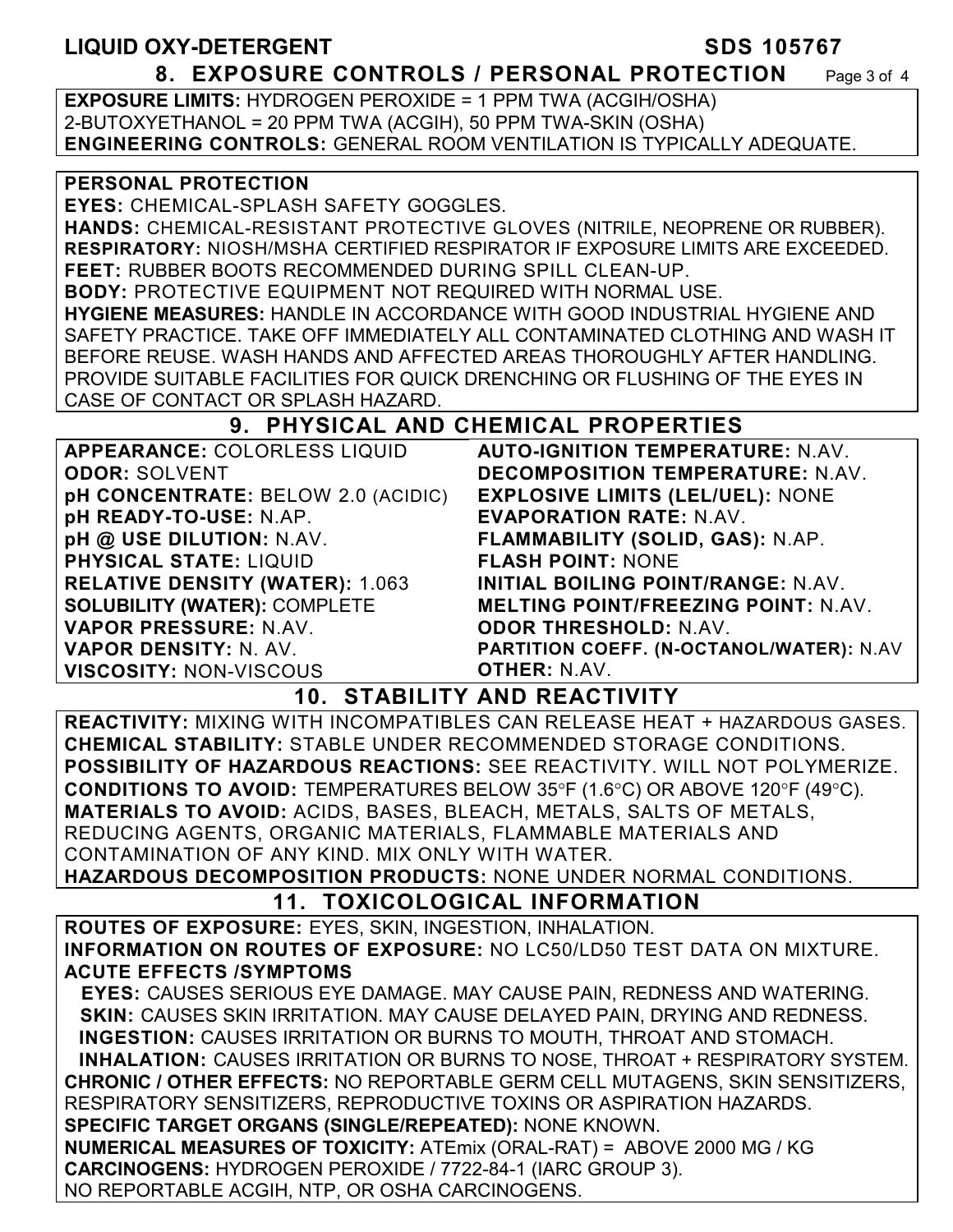## 8. EXPOSURE CONTROLS / PERSONAL PROTECTION

**EXPOSURE LIMITS:** HYDROGEN PEROXIDE = 1 PPM TWA (ACGIH/OSHA)
2-BUTOXYETHANOL = 20 PPM TWA (ACGIH), 50 PPM TWA-SKIN (OSHA)
**ENGINEERING CONTROLS:** GENERAL ROOM VENTILATION IS TYPICALLY ADEQUATE.

**PERSONAL PROTECTION**
**EYES:** CHEMICAL-SPLASH SAFETY GOGGLES.
**HANDS:** CHEMICAL-RESISTANT PROTECTIVE GLOVES (NITRILE, NEOPRENE OR RUBBER).
**RESPIRATORY:** NIOSH/MSHA CERTIFIED RESPIRATOR IF EXPOSURE LIMITS ARE EXCEEDED.
**FEET:** RUBBER BOOTS RECOMMENDED DURING SPILL CLEAN-UP.
**BODY:** PROTECTIVE EQUIPMENT NOT REQUIRED WITH NORMAL USE.
**HYGIENE MEASURES:** HANDLE IN ACCORDANCE WITH GOOD INDUSTRIAL HYGIENE AND SAFETY PRACTICE. TAKE OFF IMMEDIATELY ALL CONTAMINATED CLOTHING AND WASH IT BEFORE REUSE. WASH HANDS AND AFFECTED AREAS THOROUGHLY AFTER HANDLING. PROVIDE SUITABLE FACILITIES FOR QUICK DRENCHING OR FLUSHING OF THE EYES IN CASE OF CONTACT OR SPLASH HAZARD.

## 9. PHYSICAL AND CHEMICAL PROPERTIES

**APPEARANCE:** COLORLESS LIQUID
**ODOR:** SOLVENT
**pH CONCENTRATE:** BELOW 2.0 (ACIDIC)
**pH READY-TO-USE:** N.AP.
**pH @ USE DILUTION:** N.AV.
**PHYSICAL STATE:** LIQUID
**RELATIVE DENSITY (WATER):** 1.063
**SOLUBILITY (WATER):** COMPLETE
**VAPOR PRESSURE:** N.AV.
**VAPOR DENSITY:** N. AV.
**VISCOSITY:** NON-VISCOUS
**AUTO-IGNITION TEMPERATURE:** N.AV.
**DECOMPOSITION TEMPERATURE:** N.AV.
**EXPLOSIVE LIMITS (LEL/UEL):** NONE
**EVAPORATION RATE:** N.AV.
**FLAMMABILITY (SOLID, GAS):** N.AP.
**FLASH POINT:** NONE
**INITIAL BOILING POINT/RANGE:** N.AV.
**MELTING POINT/FREEZING POINT:** N.AV.
**ODOR THRESHOLD:** N.AV.
**PARTITION COEFF. (N-OCTANOL/WATER):** N.AV
**OTHER:** N.AV.

## 10. STABILITY AND REACTIVITY

**REACTIVITY:** MIXING WITH INCOMPATIBLES CAN RELEASE HEAT + HAZARDOUS GASES.
**CHEMICAL STABILITY:** STABLE UNDER RECOMMENDED STORAGE CONDITIONS.
**POSSIBILITY OF HAZARDOUS REACTIONS:** SEE REACTIVITY. WILL NOT POLYMERIZE.
**CONDITIONS TO AVOID:** TEMPERATURES BELOW 35°F (1.6°C) OR ABOVE 120°F (49°C).
**MATERIALS TO AVOID:** ACIDS, BASES, BLEACH, METALS, SALTS OF METALS, REDUCING AGENTS, ORGANIC MATERIALS, FLAMMABLE MATERIALS AND CONTAMINATION OF ANY KIND. MIX ONLY WITH WATER.
**HAZARDOUS DECOMPOSITION PRODUCTS:** NONE UNDER NORMAL CONDITIONS.

## 11. TOXICOLOGICAL INFORMATION

**ROUTES OF EXPOSURE:** EYES, SKIN, INGESTION, INHALATION.
**INFORMATION ON ROUTES OF EXPOSURE:** NO LC50/LD50 TEST DATA ON MIXTURE.
**ACUTE EFFECTS /SYMPTOMS**
**EYES:** CAUSES SERIOUS EYE DAMAGE. MAY CAUSE PAIN, REDNESS AND WATERING.
**SKIN:** CAUSES SKIN IRRITATION. MAY CAUSE DELAYED PAIN, DRYING AND REDNESS.
**INGESTION:** CAUSES IRRITATION OR BURNS TO MOUTH, THROAT AND STOMACH.
**INHALATION:** CAUSES IRRITATION OR BURNS TO NOSE, THROAT + RESPIRATORY SYSTEM.
**CHRONIC / OTHER EFFECTS:** NO REPORTABLE GERM CELL MUTAGENS, SKIN SENSITIZERS, RESPIRATORY SENSITIZERS, REPRODUCTIVE TOXINS OR ASPIRATION HAZARDS.
**SPECIFIC TARGET ORGANS (SINGLE/REPEATED):** NONE KNOWN.
**NUMERICAL MEASURES OF TOXICITY:** ATEmix (ORAL-RAT) = ABOVE 2000 MG / KG
**CARCINOGENS:** HYDROGEN PEROXIDE / 7722-84-1 (IARC GROUP 3).
NO REPORTABLE ACGIH, NTP, OR OSHA CARCINOGENS.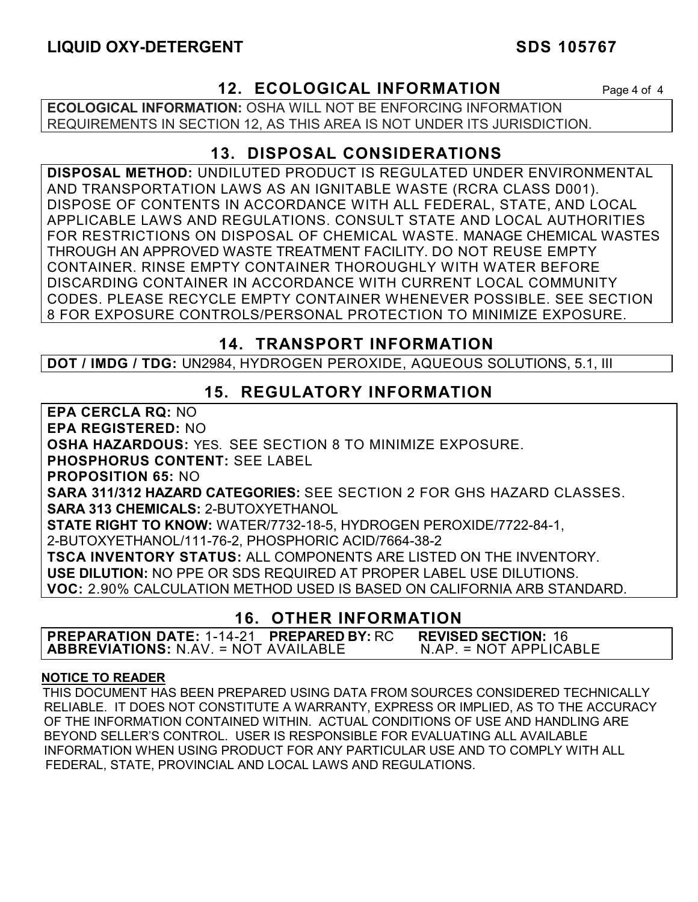## 12. ECOLOGICAL INFORMATION

**ECOLOGICAL INFORMATION:** OSHA WILL NOT BE ENFORCING INFORMATION REQUIREMENTS IN SECTION 12, AS THIS AREA IS NOT UNDER ITS JURISDICTION.

## 13. DISPOSAL CONSIDERATIONS

**DISPOSAL METHOD:** UNDILUTED PRODUCT IS REGULATED UNDER ENVIRONMENTAL AND TRANSPORTATION LAWS AS AN IGNITABLE WASTE (RCRA CLASS D001). DISPOSE OF CONTENTS IN ACCORDANCE WITH ALL FEDERAL, STATE, AND LOCAL APPLICABLE LAWS AND REGULATIONS. CONSULT STATE AND LOCAL AUTHORITIES FOR RESTRICTIONS ON DISPOSAL OF CHEMICAL WASTE. MANAGE CHEMICAL WASTES THROUGH AN APPROVED WASTE TREATMENT FACILITY. DO NOT REUSE EMPTY CONTAINER. RINSE EMPTY CONTAINER THOROUGHLY WITH WATER BEFORE DISCARDING CONTAINER IN ACCORDANCE WITH CURRENT LOCAL COMMUNITY CODES. PLEASE RECYCLE EMPTY CONTAINER WHENEVER POSSIBLE. SEE SECTION 8 FOR EXPOSURE CONTROLS/PERSONAL PROTECTION TO MINIMIZE EXPOSURE.

## 14. TRANSPORT INFORMATION

**DOT / IMDG / TDG:** UN2984, HYDROGEN PEROXIDE, AQUEOUS SOLUTIONS, 5.1, III

## 15. REGULATORY INFORMATION

**EPA CERCLA RQ:** NO
**EPA REGISTERED:** NO
**OSHA HAZARDOUS:** YES. SEE SECTION 8 TO MINIMIZE EXPOSURE.
**PHOSPHORUS CONTENT:** SEE LABEL
**PROPOSITION 65:** NO
**SARA 311/312 HAZARD CATEGORIES:** SEE SECTION 2 FOR GHS HAZARD CLASSES.
**SARA 313 CHEMICALS:** 2-BUTOXYETHANOL
**STATE RIGHT TO KNOW:** WATER/7732-18-5, HYDROGEN PEROXIDE/7722-84-1, 2-BUTOXYETHANOL/111-76-2, PHOSPHORIC ACID/7664-38-2
**TSCA INVENTORY STATUS:** ALL COMPONENTS ARE LISTED ON THE INVENTORY.
**USE DILUTION:** NO PPE OR SDS REQUIRED AT PROPER LABEL USE DILUTIONS.
**VOC:** 2.90% CALCULATION METHOD USED IS BASED ON CALIFORNIA ARB STANDARD.

## 16. OTHER INFORMATION

**PREPARATION DATE:** 1-14-21 **PREPARED BY:** RC **REVISED SECTION:** 16
**ABBREVIATIONS:** N.AV. = NOT AVAILABLE N.AP. = NOT APPLICABLE

**NOTICE TO READER**

THIS DOCUMENT HAS BEEN PREPARED USING DATA FROM SOURCES CONSIDERED TECHNICALLY RELIABLE. IT DOES NOT CONSTITUTE A WARRANTY, EXPRESS OR IMPLIED, AS TO THE ACCURACY OF THE INFORMATION CONTAINED WITHIN. ACTUAL CONDITIONS OF USE AND HANDLING ARE BEYOND SELLER'S CONTROL. USER IS RESPONSIBLE FOR EVALUATING ALL AVAILABLE INFORMATION WHEN USING PRODUCT FOR ANY PARTICULAR USE AND TO COMPLY WITH ALL FEDERAL, STATE, PROVINCIAL AND LOCAL LAWS AND REGULATIONS.